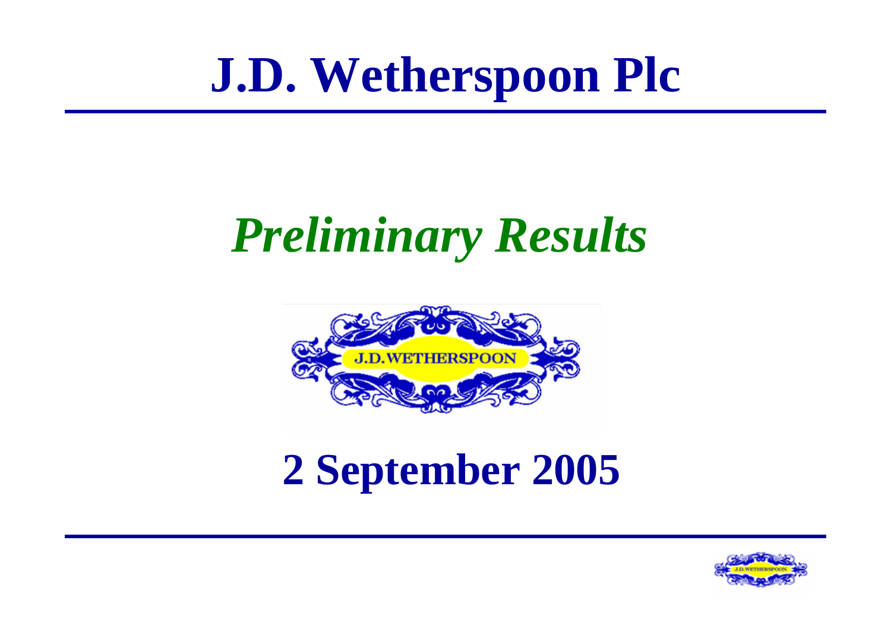# J.D. Wetherspoon Plc

## *Preliminary Results*

J.D.WETHERSPOON

## 2 September 2005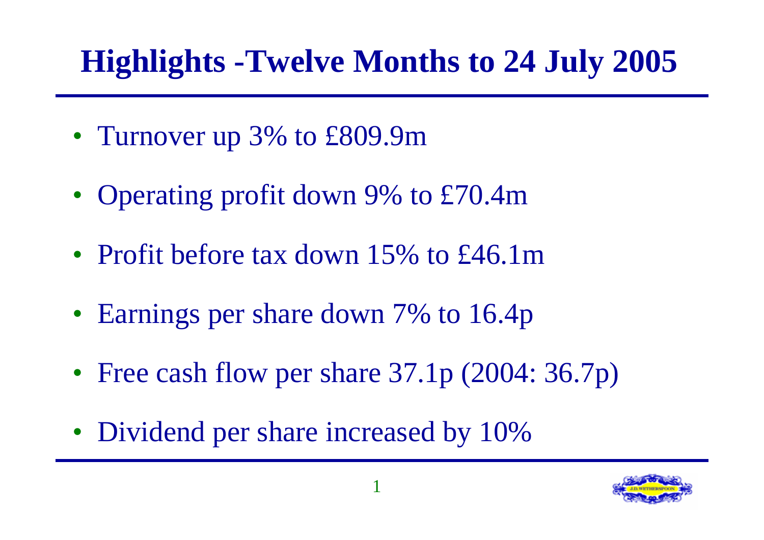# Highlights -Twelve Months to 24 July 2005

- Turnover up 3% to £809.9m
- Operating profit down 9% to £70.4m
- Profit before tax down 15% to £46.1m
- Earnings per share down 7% to 16.4p
- Free cash flow per share 37.1p (2004: 36.7p)
- Dividend per share increased by 10%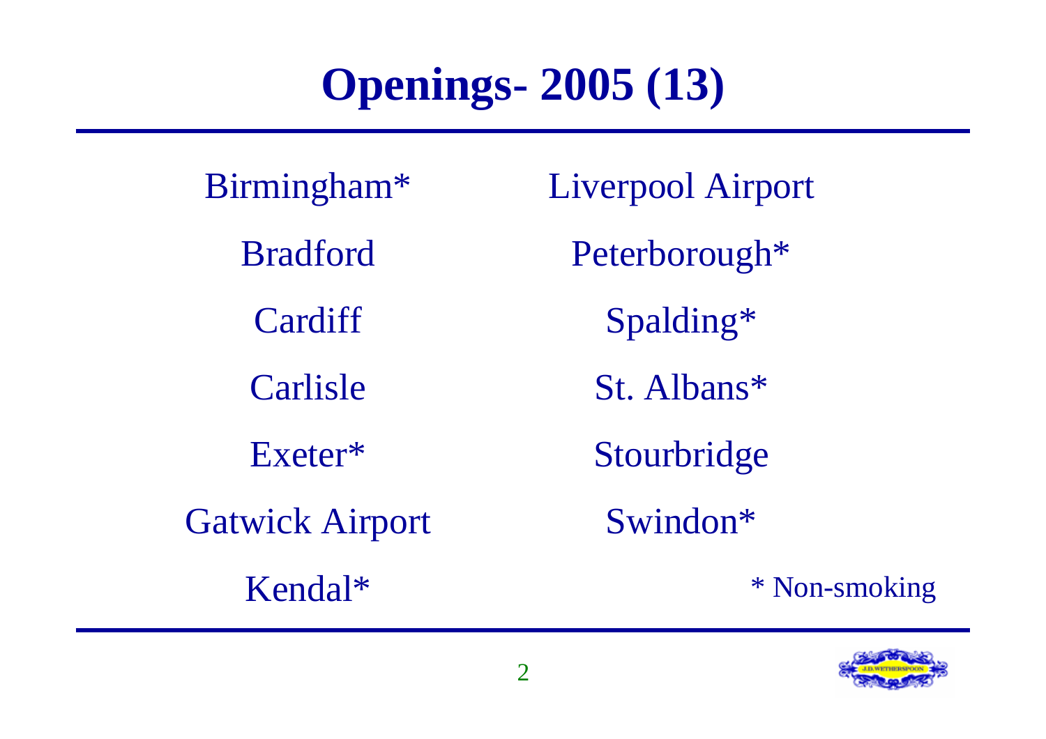# Openings- 2005 (13)

Birmingham*

Bradford

Cardiff

Carlisle

Exeter*

Gatwick Airport

Kendal*

Liverpool Airport

Peterborough*

Spalding*

St. Albans*

Stourbridge

Swindon*

* Non-smoking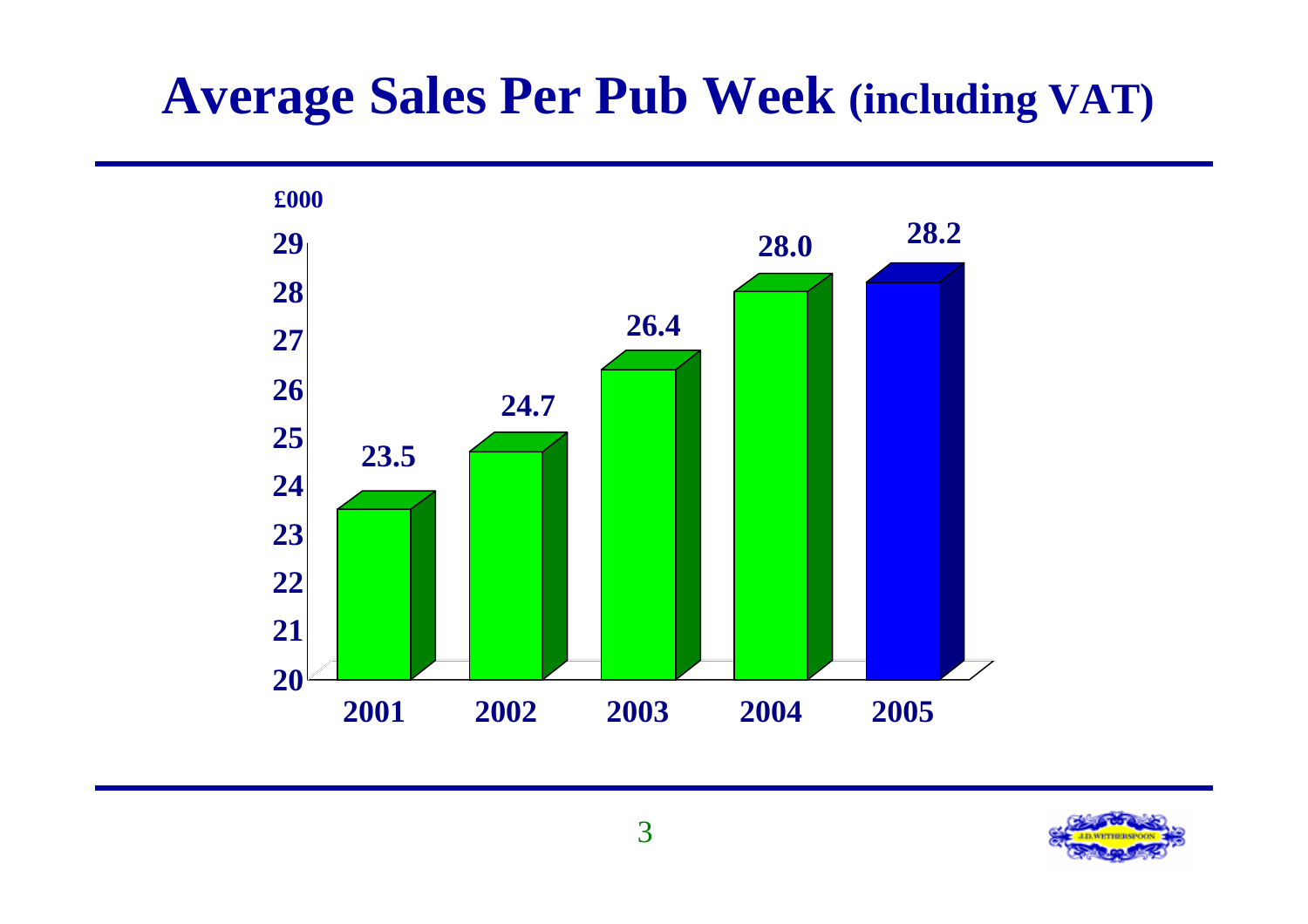# Average Sales Per Pub Week (including VAT)

£000

| Year | Average Sales Per Pub Week (£000) |
|---|---|
| 2001 | 23.5 |
| 2002 | 24.7 |
| 2003 | 26.4 |
| 2004 | 28.0 |
| 2005 | 28.2 |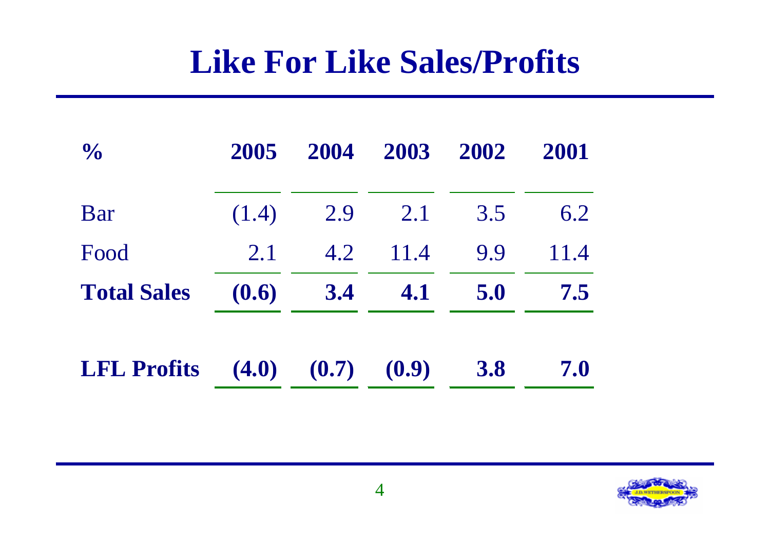# Like For Like Sales/Profits

| % | 2005 | 2004 | 2003 | 2002 | 2001 |
|---|---|---|---|---|---|
| Bar | (1.4) | 2.9 | 2.1 | 3.5 | 6.2 |
| Food | 2.1 | 4.2 | 11.4 | 9.9 | 11.4 |
| **Total Sales** | **(0.6)** | **3.4** | **4.1** | **5.0** | **7.5** |
| **LFL Profits** | **(4.0)** | **(0.7)** | **(0.9)** | **3.8** | **7.0** |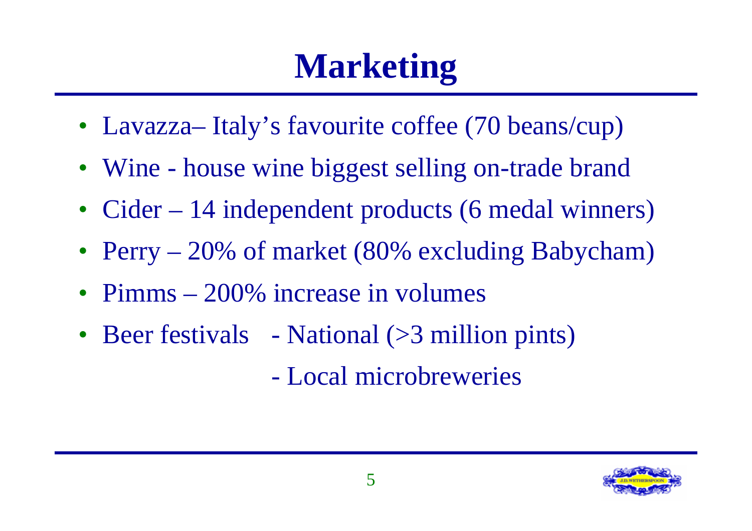# Marketing

- Lavazza– Italy's favourite coffee (70 beans/cup)
- Wine - house wine biggest selling on-trade brand
- Cider – 14 independent products (6 medal winners)
- Perry – 20% of market (80% excluding Babycham)
- Pimms – 200% increase in volumes
- Beer festivals - National (>3 million pints)
  - Local microbreweries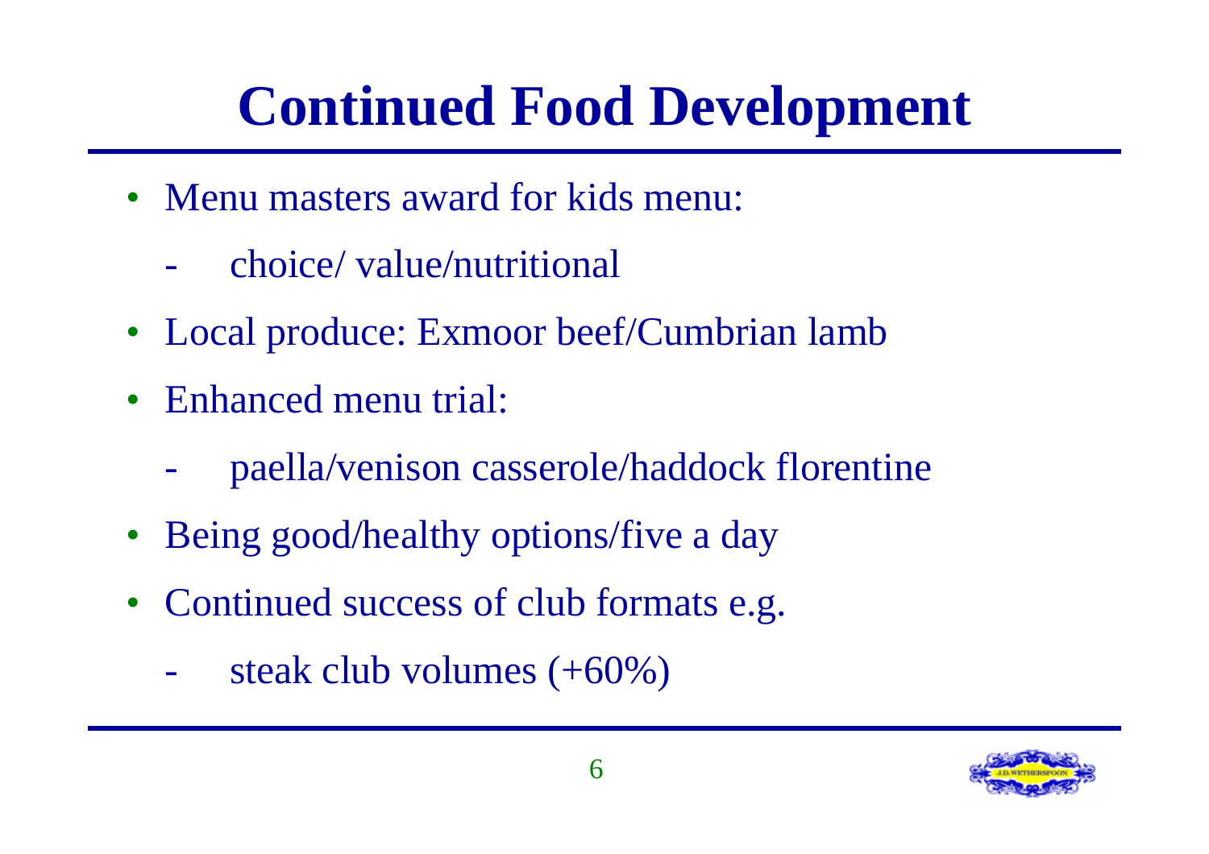# Continued Food Development

- Menu masters award for kids menu:
  - choice/ value/nutritional
- Local produce: Exmoor beef/Cumbrian lamb
- Enhanced menu trial:
  - paella/venison casserole/haddock florentine
- Being good/healthy options/five a day
- Continued success of club formats e.g.
  - steak club volumes (+60%)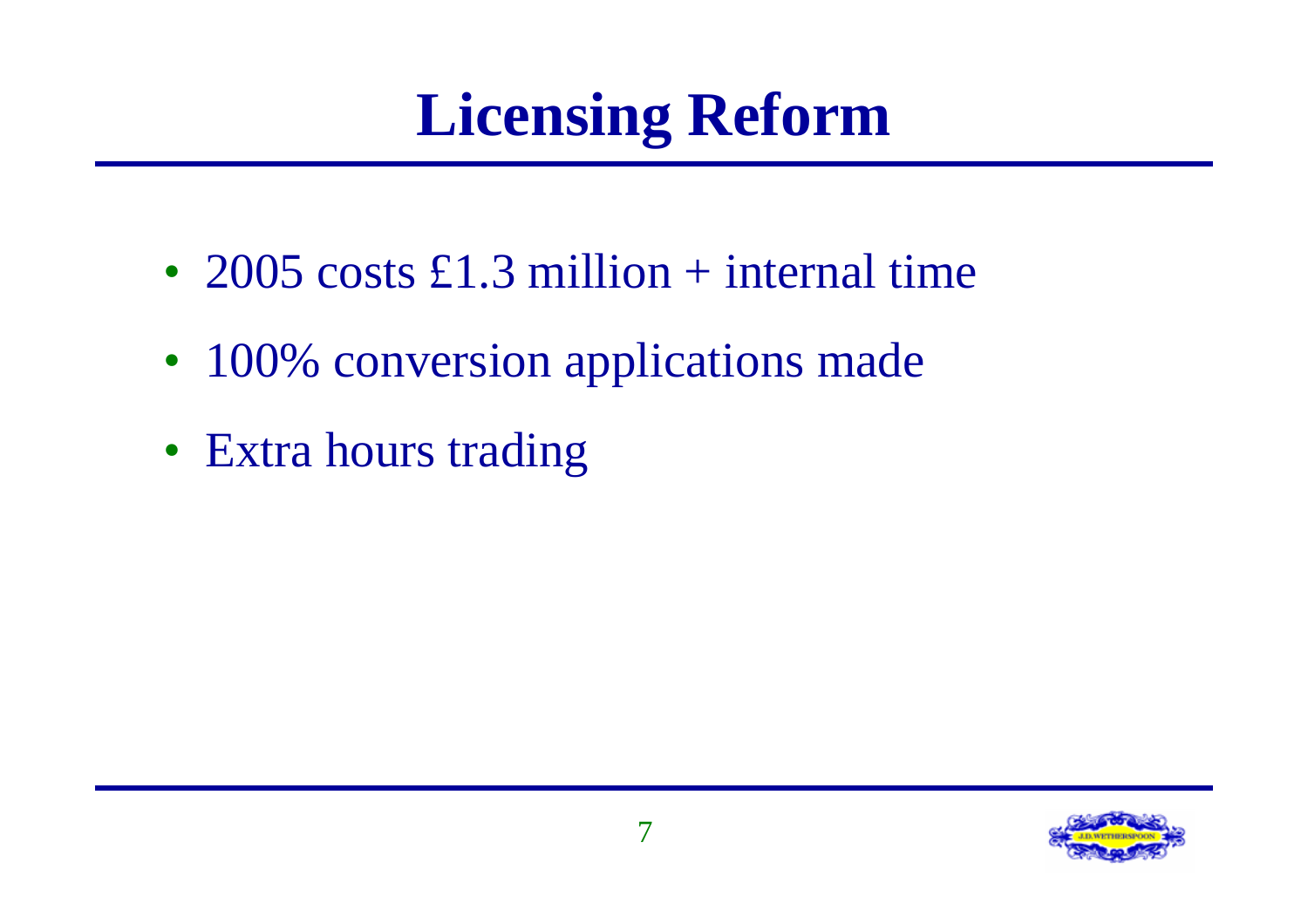# Licensing Reform

- 2005 costs £1.3 million + internal time
- 100% conversion applications made
- Extra hours trading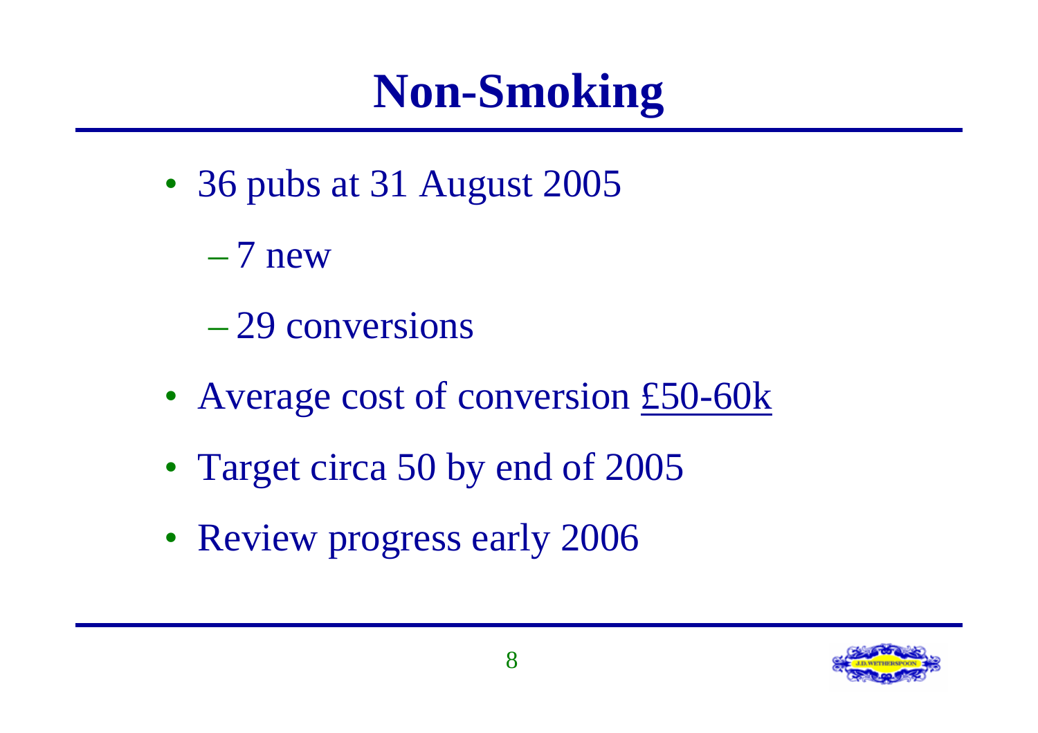# Non-Smoking

- 36 pubs at 31 August 2005
  - 7 new
  - 29 conversions
- Average cost of conversion £50-60k
- Target circa 50 by end of 2005
- Review progress early 2006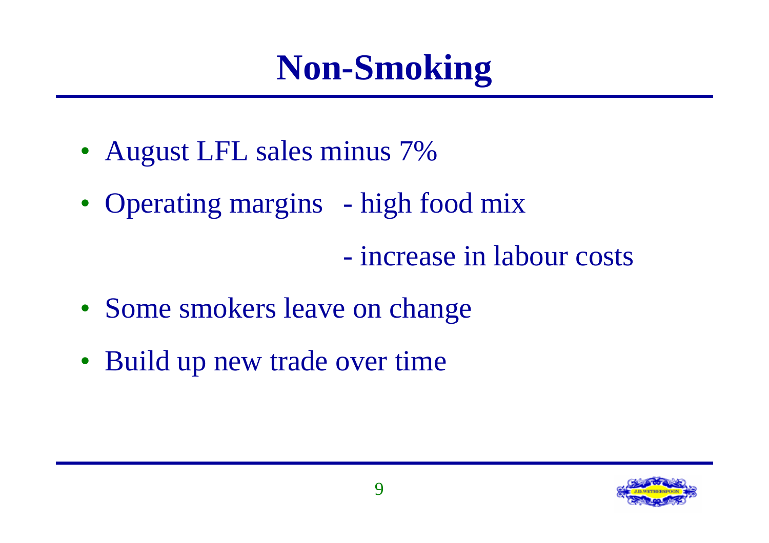# Non-Smoking

- August LFL sales minus 7%
- Operating margins - high food mix
  - increase in labour costs
- Some smokers leave on change
- Build up new trade over time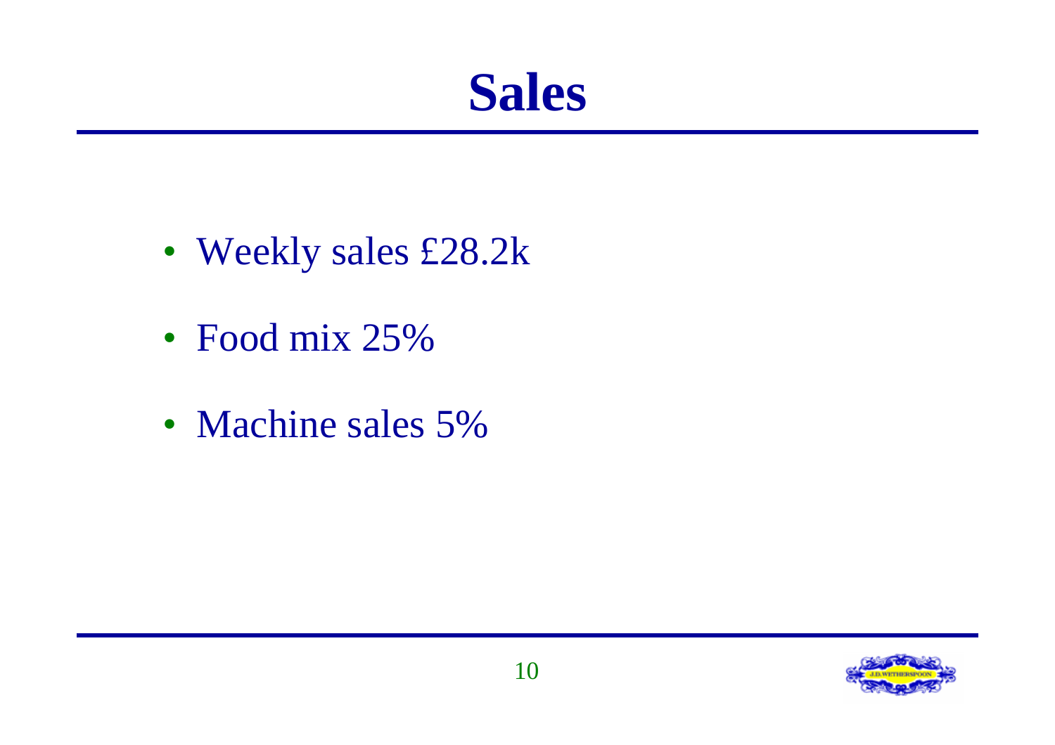# Sales

- Weekly sales £28.2k
- Food mix 25%
- Machine sales 5%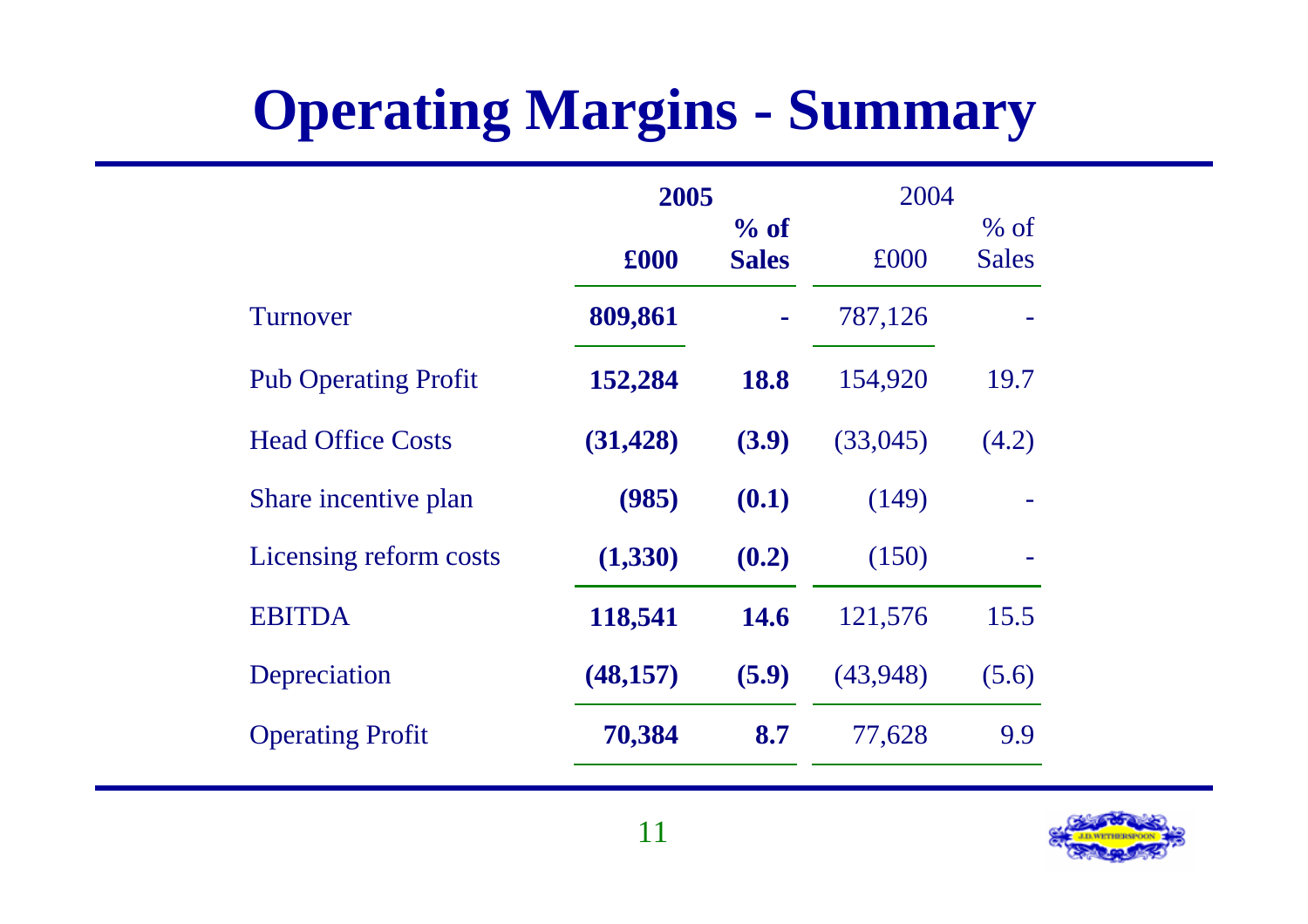# Operating Margins - Summary

| | **2005** | | 2004 | |
|---|---|---|---|---|
| | **£000** | **% of Sales** | £000 | % of Sales |
| Turnover | **809,861** | **-** | 787,126 | - |
| Pub Operating Profit | **152,284** | **18.8** | 154,920 | 19.7 |
| Head Office Costs | **(31,428)** | **(3.9)** | (33,045) | (4.2) |
| Share incentive plan | **(985)** | **(0.1)** | (149) | - |
| Licensing reform costs | **(1,330)** | **(0.2)** | (150) | - |
| EBITDA | **118,541** | **14.6** | 121,576 | 15.5 |
| Depreciation | **(48,157)** | **(5.9)** | (43,948) | (5.6) |
| Operating Profit | **70,384** | **8.7** | 77,628 | 9.9 |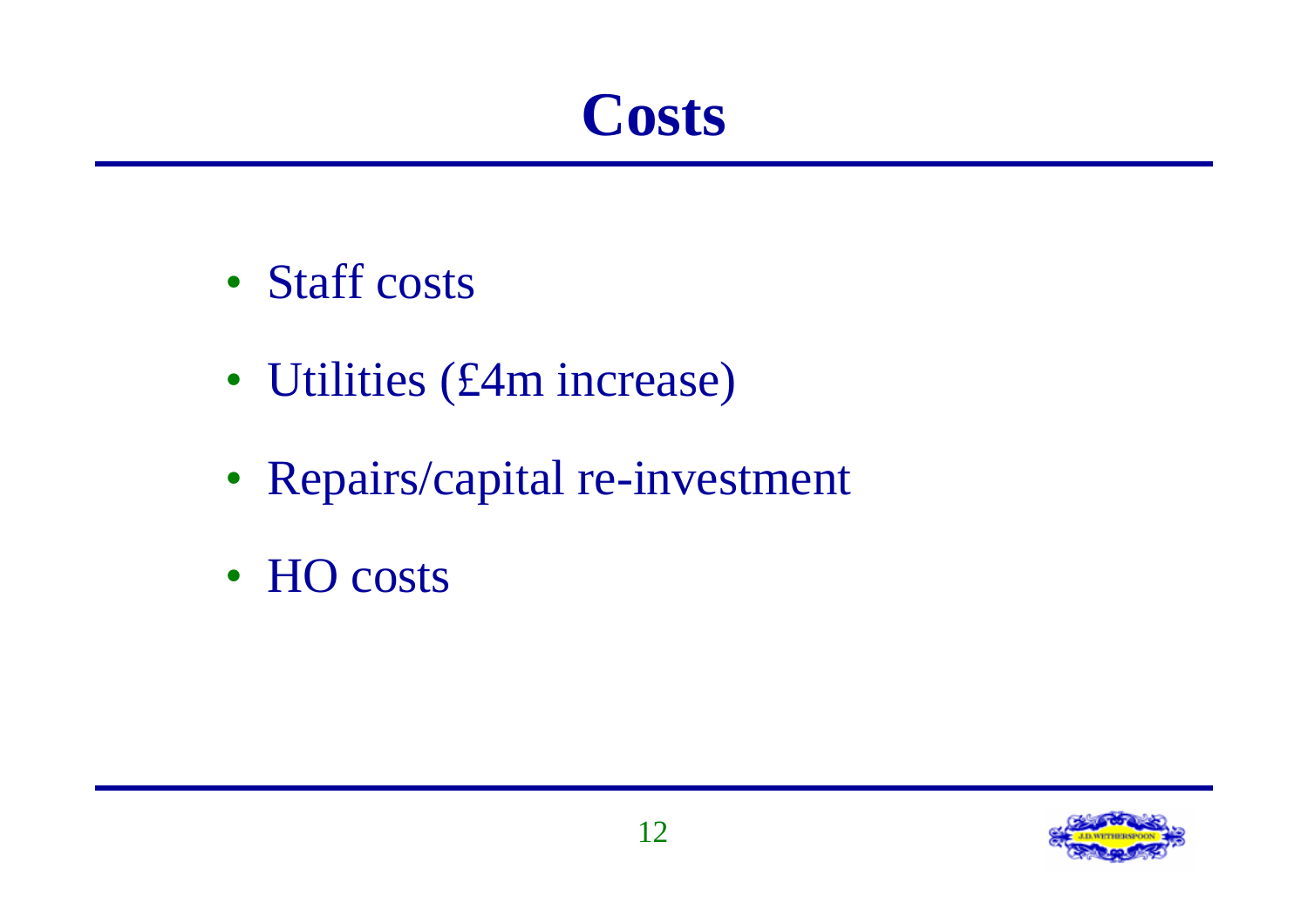# Costs

- Staff costs
- Utilities (£4m increase)
- Repairs/capital re-investment
- HO costs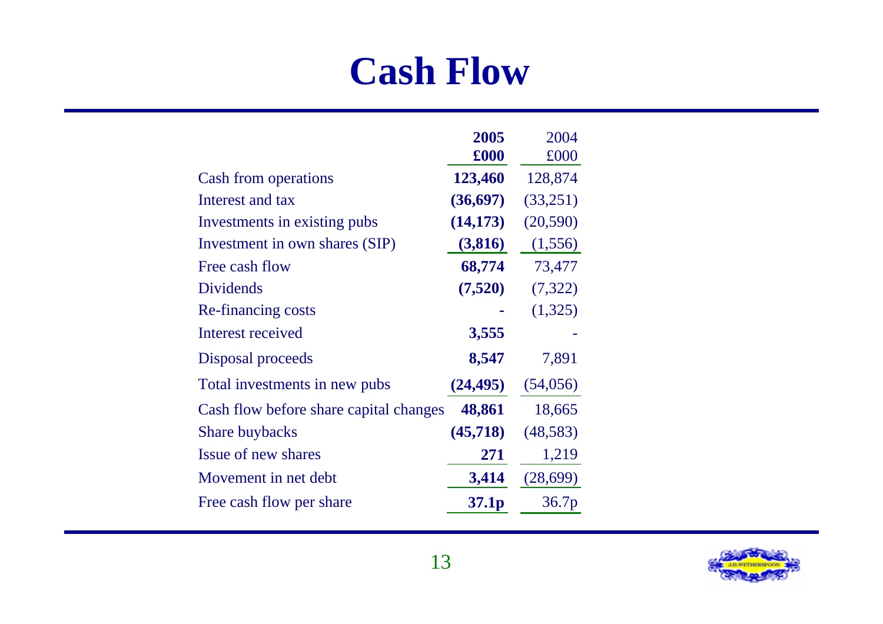# Cash Flow

| | 2005<br>£000 | 2004<br>£000 |
|---|---|---|
| Cash from operations | **123,460** | 128,874 |
| Interest and tax | **(36,697)** | (33,251) |
| Investments in existing pubs | **(14,173)** | (20,590) |
| Investment in own shares (SIP) | **(3,816)** | (1,556) |
| Free cash flow | **68,774** | 73,477 |
| Dividends | **(7,520)** | (7,322) |
| Re-financing costs | **-** | (1,325) |
| Interest received | **3,555** | - |
| Disposal proceeds | **8,547** | 7,891 |
| Total investments in new pubs | **(24,495)** | (54,056) |
| Cash flow before share capital changes | **48,861** | 18,665 |
| Share buybacks | **(45,718)** | (48,583) |
| Issue of new shares | **271** | 1,219 |
| Movement in net debt | **3,414** | (28,699) |
| Free cash flow per share | **37.1p** | 36.7p |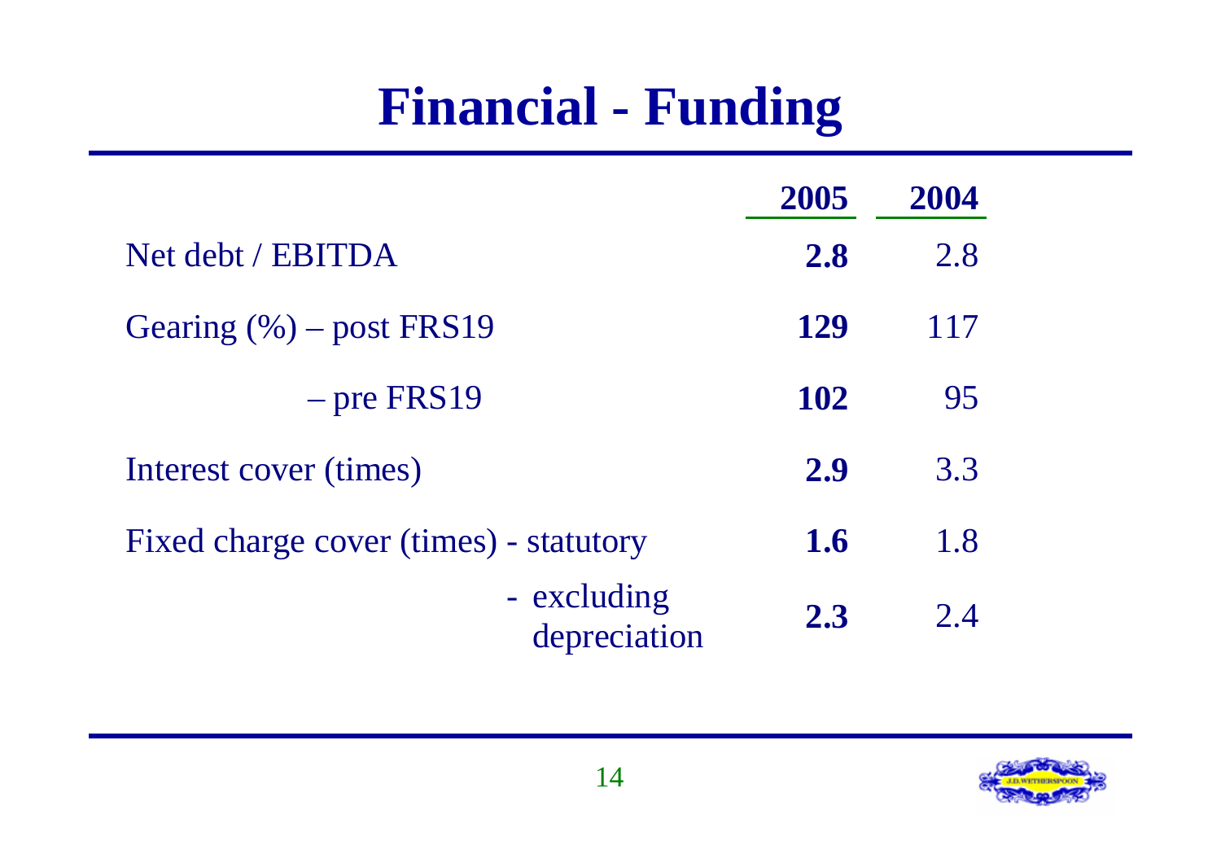# Financial - Funding

| | **2005** | **2004** |
|---|---|---|
| Net debt / EBITDA | **2.8** | 2.8 |
| Gearing (%) – post FRS19 | **129** | 117 |
| – pre FRS19 | **102** | 95 |
| Interest cover (times) | **2.9** | 3.3 |
| Fixed charge cover (times) - statutory | **1.6** | 1.8 |
| - excluding depreciation | **2.3** | 2.4 |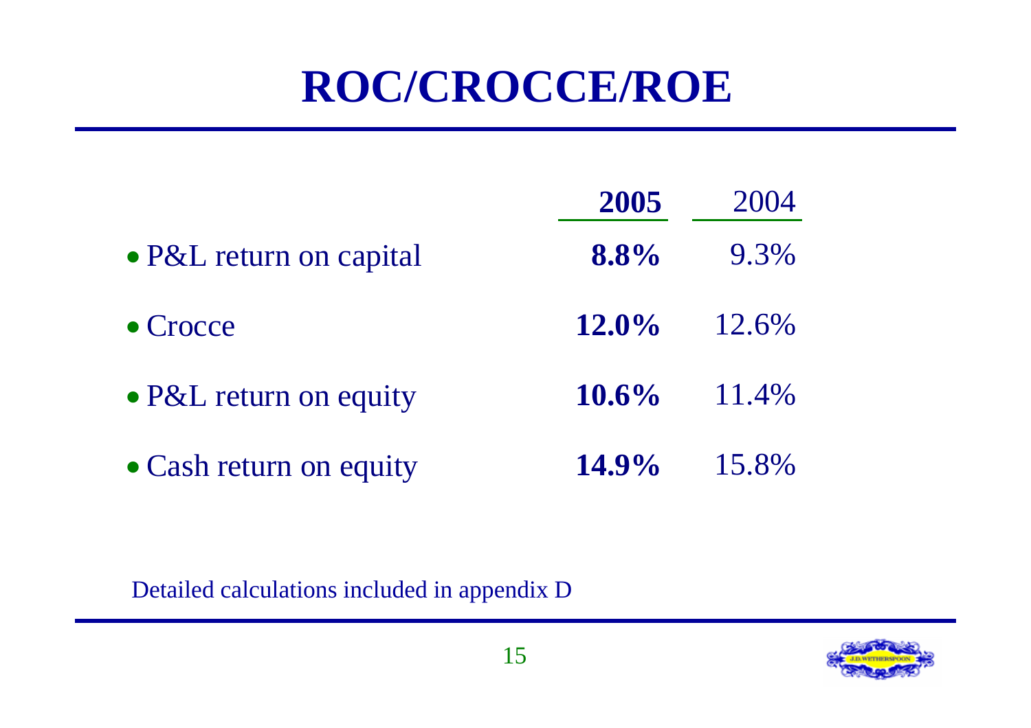# ROC/CROCCE/ROE

| | **2005** | 2004 |
|---|---|---|
| • P&L return on capital | **8.8%** | 9.3% |
| • Crocce | **12.0%** | 12.6% |
| • P&L return on equity | **10.6%** | 11.4% |
| • Cash return on equity | **14.9%** | 15.8% |

Detailed calculations included in appendix D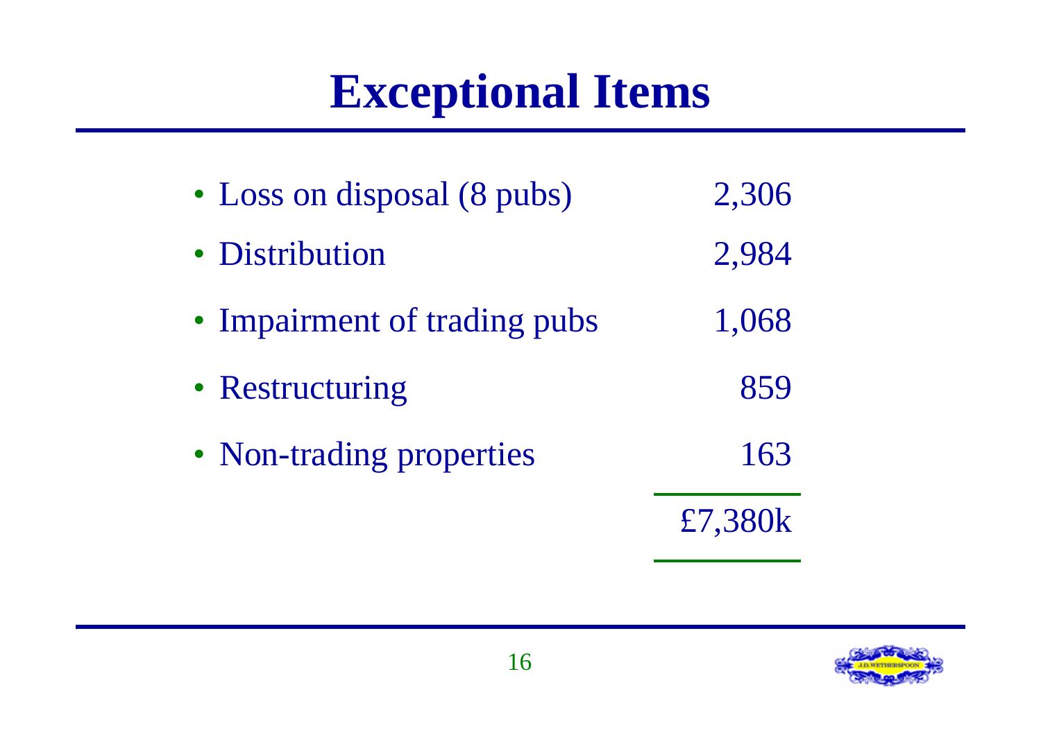# Exceptional Items

| Item | Amount |
|---|---|
| Loss on disposal (8 pubs) | 2,306 |
| Distribution | 2,984 |
| Impairment of trading pubs | 1,068 |
| Restructuring | 859 |
| Non-trading properties | 163 |
| | £7,380k |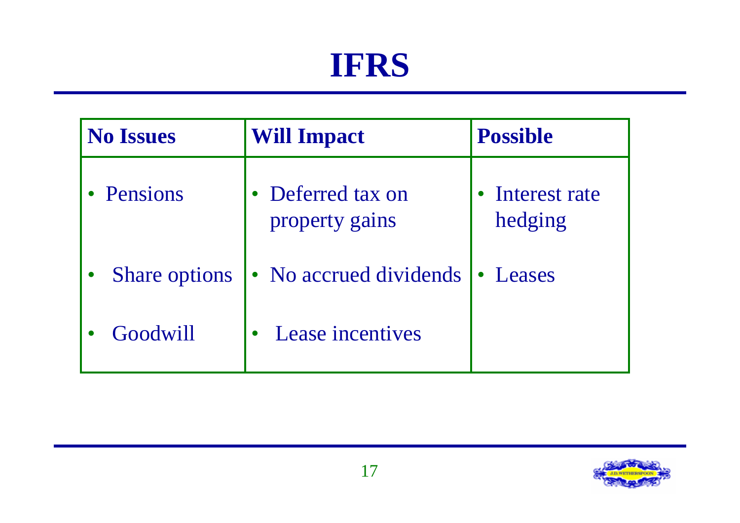# IFRS

| No Issues | Will Impact | Possible |
| --- | --- | --- |
| • Pensions | • Deferred tax on property gains | • Interest rate hedging |
| • Share options | • No accrued dividends | • Leases |
| • Goodwill | • Lease incentives | |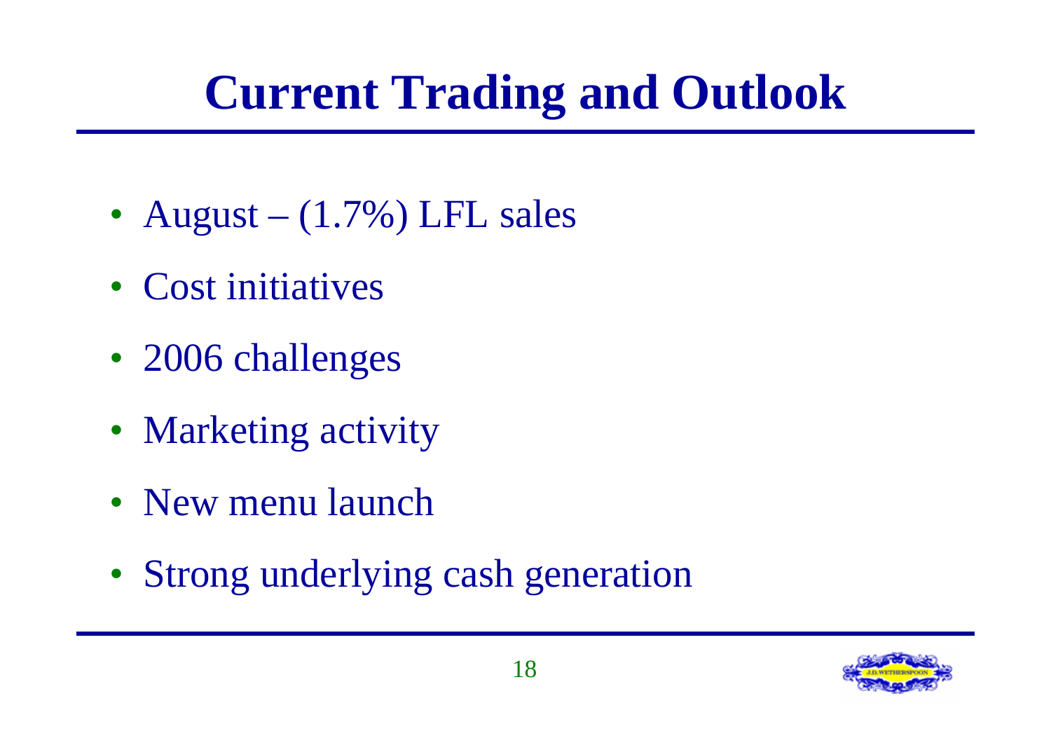# Current Trading and Outlook

- August – (1.7%) LFL sales
- Cost initiatives
- 2006 challenges
- Marketing activity
- New menu launch
- Strong underlying cash generation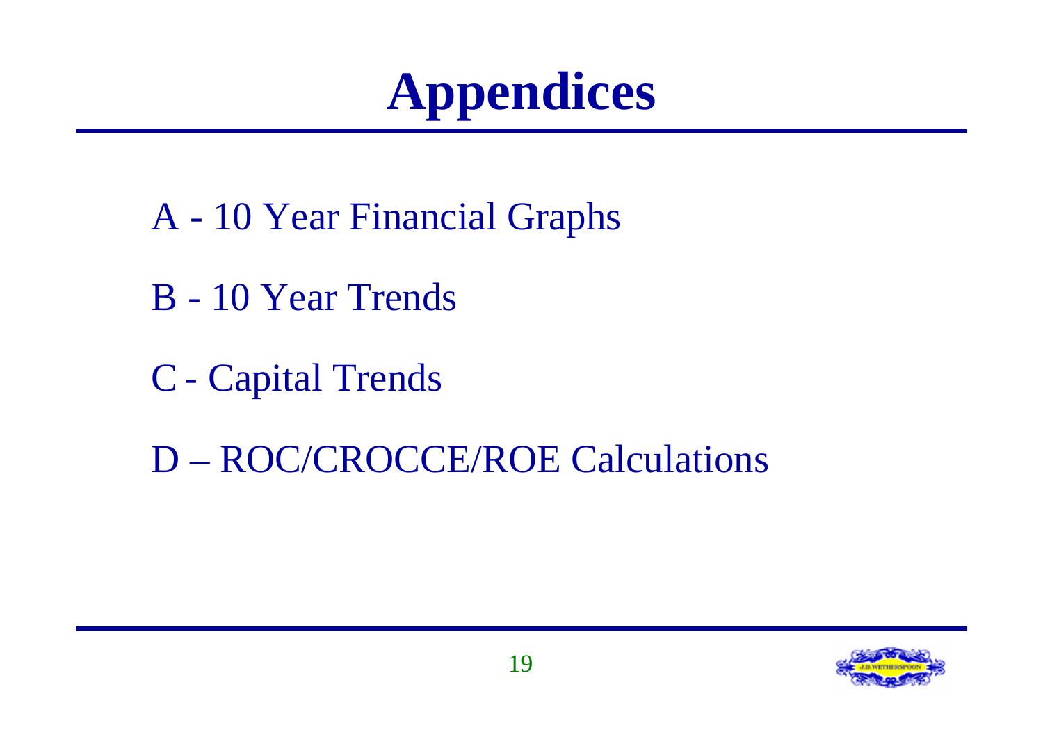# Appendices

A - 10 Year Financial Graphs

B - 10 Year Trends

C - Capital Trends

D – ROC/CROCCE/ROE Calculations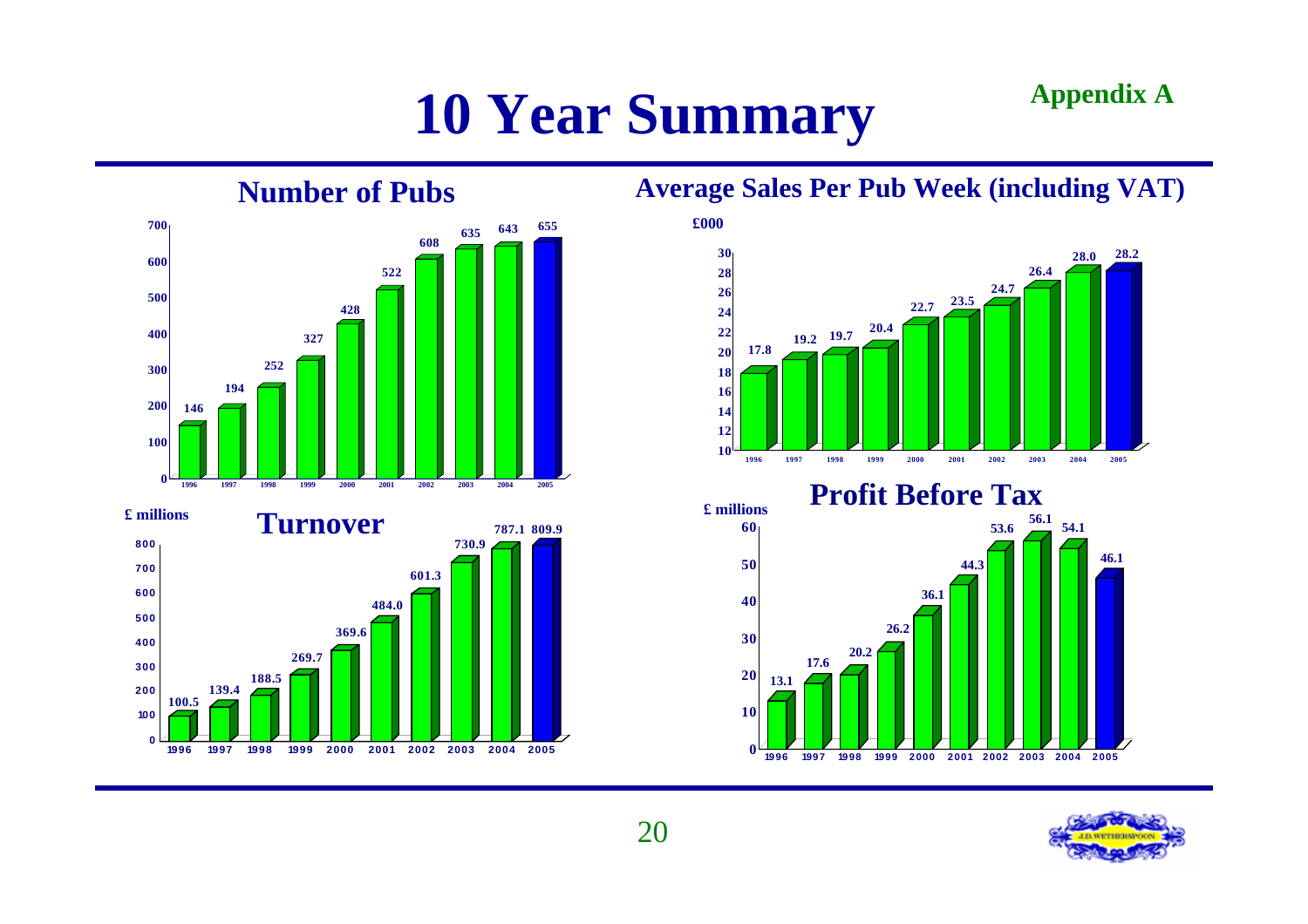# 10 Year Summary

**Appendix A**

## Number of Pubs

| Year | Number of Pubs |
|---|---|
| 1996 | 146 |
| 1997 | 194 |
| 1998 | 252 |
| 1999 | 327 |
| 2000 | 428 |
| 2001 | 522 |
| 2002 | 608 |
| 2003 | 635 |
| 2004 | 643 |
| 2005 | 655 |

## Average Sales Per Pub Week (including VAT)

£000

| Year | Average Sales Per Pub Week |
|---|---|
| 1996 | 17.8 |
| 1997 | 19.2 |
| 1998 | 19.7 |
| 1999 | 20.4 |
| 2000 | 22.7 |
| 2001 | 23.5 |
| 2002 | 24.7 |
| 2003 | 26.4 |
| 2004 | 28.0 |
| 2005 | 28.2 |

## Turnover

£ millions

| Year | Turnover |
|---|---|
| 1996 | 100.5 |
| 1997 | 139.4 |
| 1998 | 188.5 |
| 1999 | 269.7 |
| 2000 | 369.6 |
| 2001 | 484.0 |
| 2002 | 601.3 |
| 2003 | 730.9 |
| 2004 | 787.1 |
| 2005 | 809.9 |

## Profit Before Tax

£ millions

| Year | Profit Before Tax |
|---|---|
| 1996 | 13.1 |
| 1997 | 17.6 |
| 1998 | 20.2 |
| 1999 | 26.2 |
| 2000 | 36.1 |
| 2001 | 44.3 |
| 2002 | 53.6 |
| 2003 | 56.1 |
| 2004 | 54.1 |
| 2005 | 46.1 |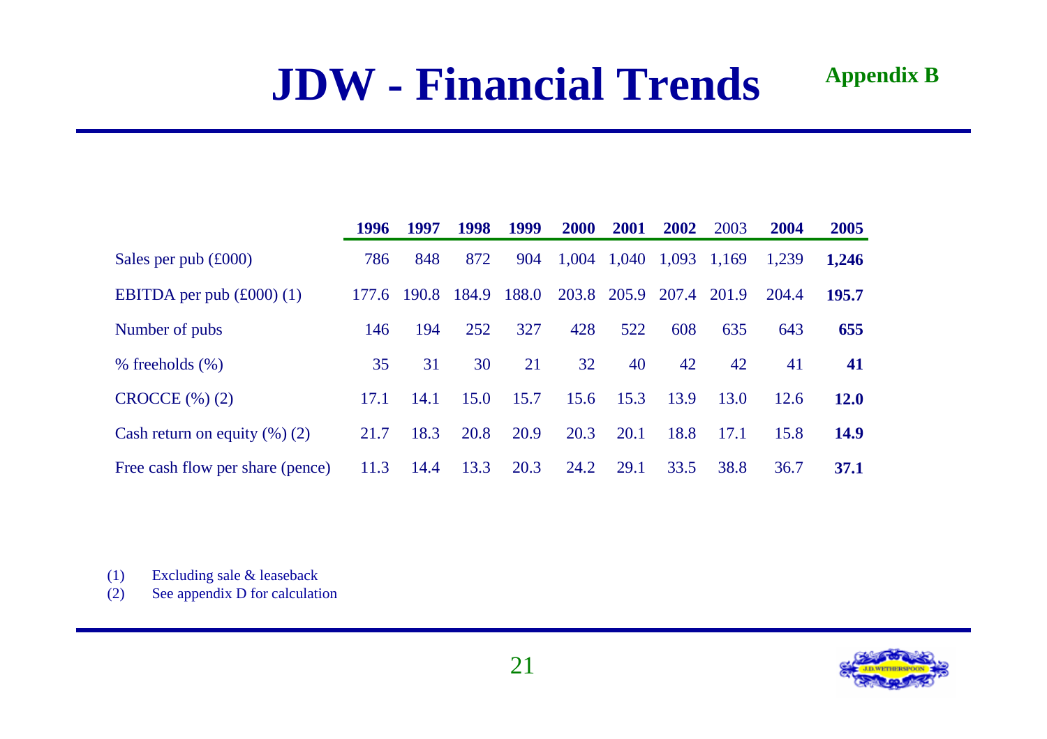# JDW - Financial Trends

**Appendix B**

| | **1996** | **1997** | **1998** | **1999** | **2000** | **2001** | **2002** | 2003 | **2004** | **2005** |
|---|---|---|---|---|---|---|---|---|---|---|
| Sales per pub (£000) | 786 | 848 | 872 | 904 | 1,004 | 1,040 | 1,093 | 1,169 | 1,239 | **1,246** |
| EBITDA per pub (£000) (1) | 177.6 | 190.8 | 184.9 | 188.0 | 203.8 | 205.9 | 207.4 | 201.9 | 204.4 | **195.7** |
| Number of pubs | 146 | 194 | 252 | 327 | 428 | 522 | 608 | 635 | 643 | **655** |
| % freeholds (%) | 35 | 31 | 30 | 21 | 32 | 40 | 42 | 42 | 41 | **41** |
| CROCCE (%) (2) | 17.1 | 14.1 | 15.0 | 15.7 | 15.6 | 15.3 | 13.9 | 13.0 | 12.6 | **12.0** |
| Cash return on equity (%) (2) | 21.7 | 18.3 | 20.8 | 20.9 | 20.3 | 20.1 | 18.8 | 17.1 | 15.8 | **14.9** |
| Free cash flow per share (pence) | 11.3 | 14.4 | 13.3 | 20.3 | 24.2 | 29.1 | 33.5 | 38.8 | 36.7 | **37.1** |

(1) Excluding sale & leaseback

(2) See appendix D for calculation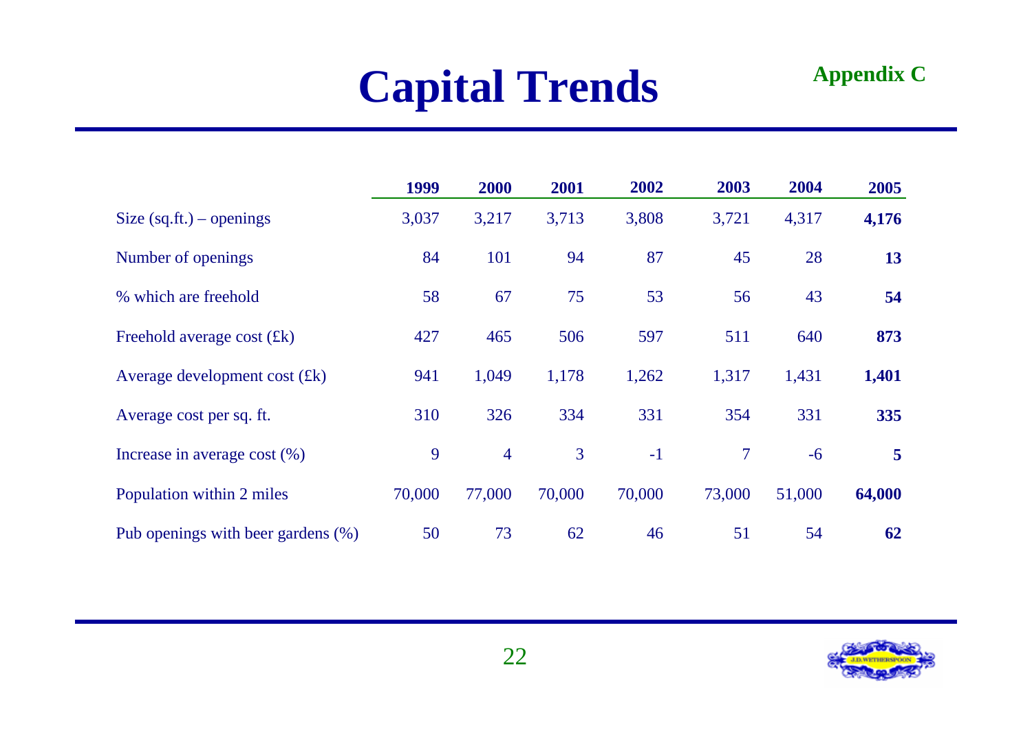# Capital Trends

**Appendix C**

| | 1999 | 2000 | 2001 | 2002 | 2003 | 2004 | 2005 |
|---|---|---|---|---|---|---|---|
| Size (sq.ft.) – openings | 3,037 | 3,217 | 3,713 | 3,808 | 3,721 | 4,317 | **4,176** |
| Number of openings | 84 | 101 | 94 | 87 | 45 | 28 | **13** |
| % which are freehold | 58 | 67 | 75 | 53 | 56 | 43 | **54** |
| Freehold average cost (£k) | 427 | 465 | 506 | 597 | 511 | 640 | **873** |
| Average development cost (£k) | 941 | 1,049 | 1,178 | 1,262 | 1,317 | 1,431 | **1,401** |
| Average cost per sq. ft. | 310 | 326 | 334 | 331 | 354 | 331 | **335** |
| Increase in average cost (%) | 9 | 4 | 3 | -1 | 7 | -6 | **5** |
| Population within 2 miles | 70,000 | 77,000 | 70,000 | 70,000 | 73,000 | 51,000 | **64,000** |
| Pub openings with beer gardens (%) | 50 | 73 | 62 | 46 | 51 | 54 | **62** |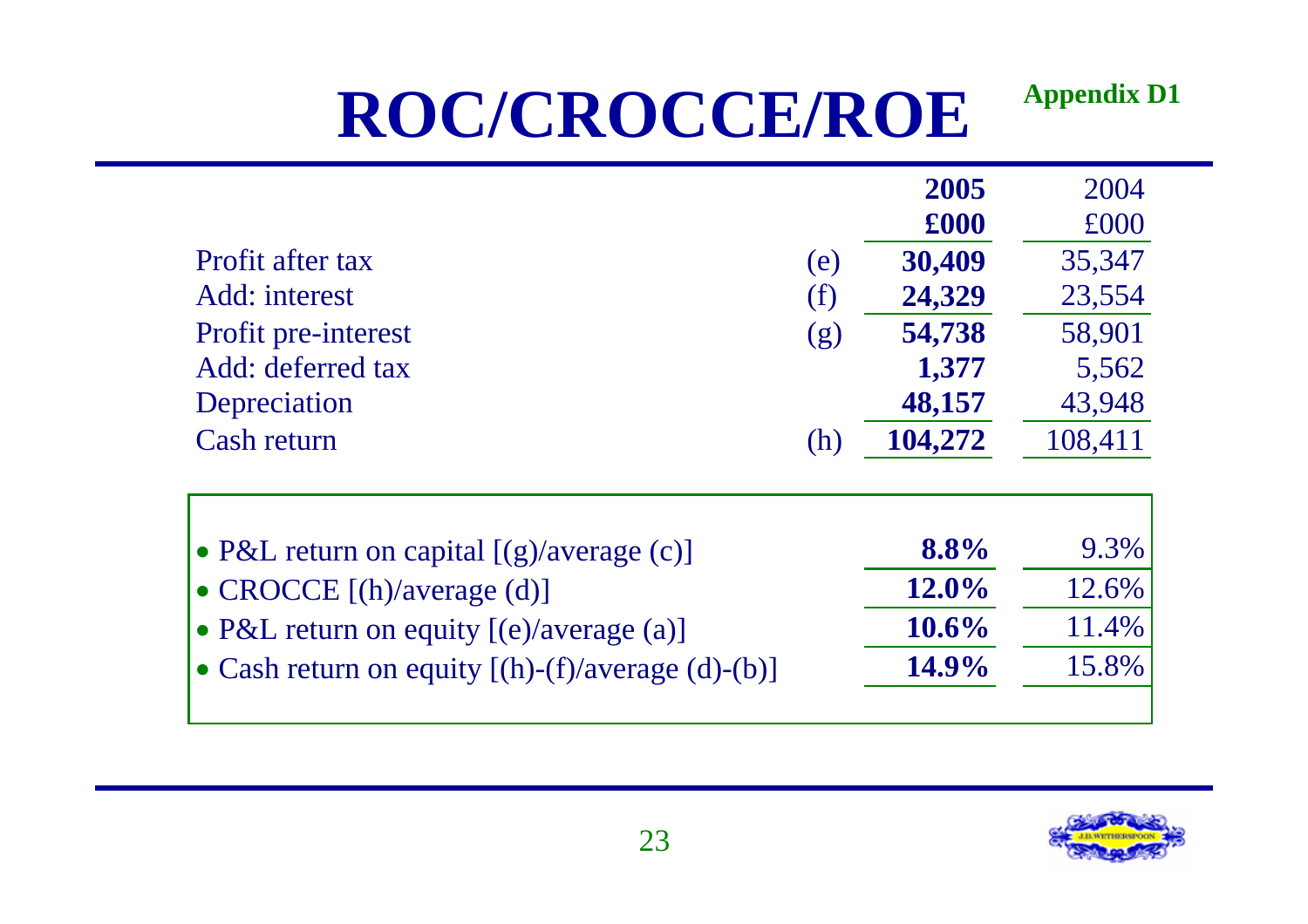# ROC/CROCCE/ROE

**Appendix D1**

| | | 2005 £000 | 2004 £000 |
|---|---|---|---|
| Profit after tax | (e) | **30,409** | 35,347 |
| Add: interest | (f) | **24,329** | 23,554 |
| Profit pre-interest | (g) | **54,738** | 58,901 |
| Add: deferred tax | | **1,377** | 5,562 |
| Depreciation | | **48,157** | 43,948 |
| Cash return | (h) | **104,272** | 108,411 |

| | 2005 | 2004 |
|---|---|---|
| • P&L return on capital [(g)/average (c)] | **8.8%** | 9.3% |
| • CROCCE [(h)/average (d)] | **12.0%** | 12.6% |
| • P&L return on equity [(e)/average (a)] | **10.6%** | 11.4% |
| • Cash return on equity [(h)-(f)/average (d)-(b)] | **14.9%** | 15.8% |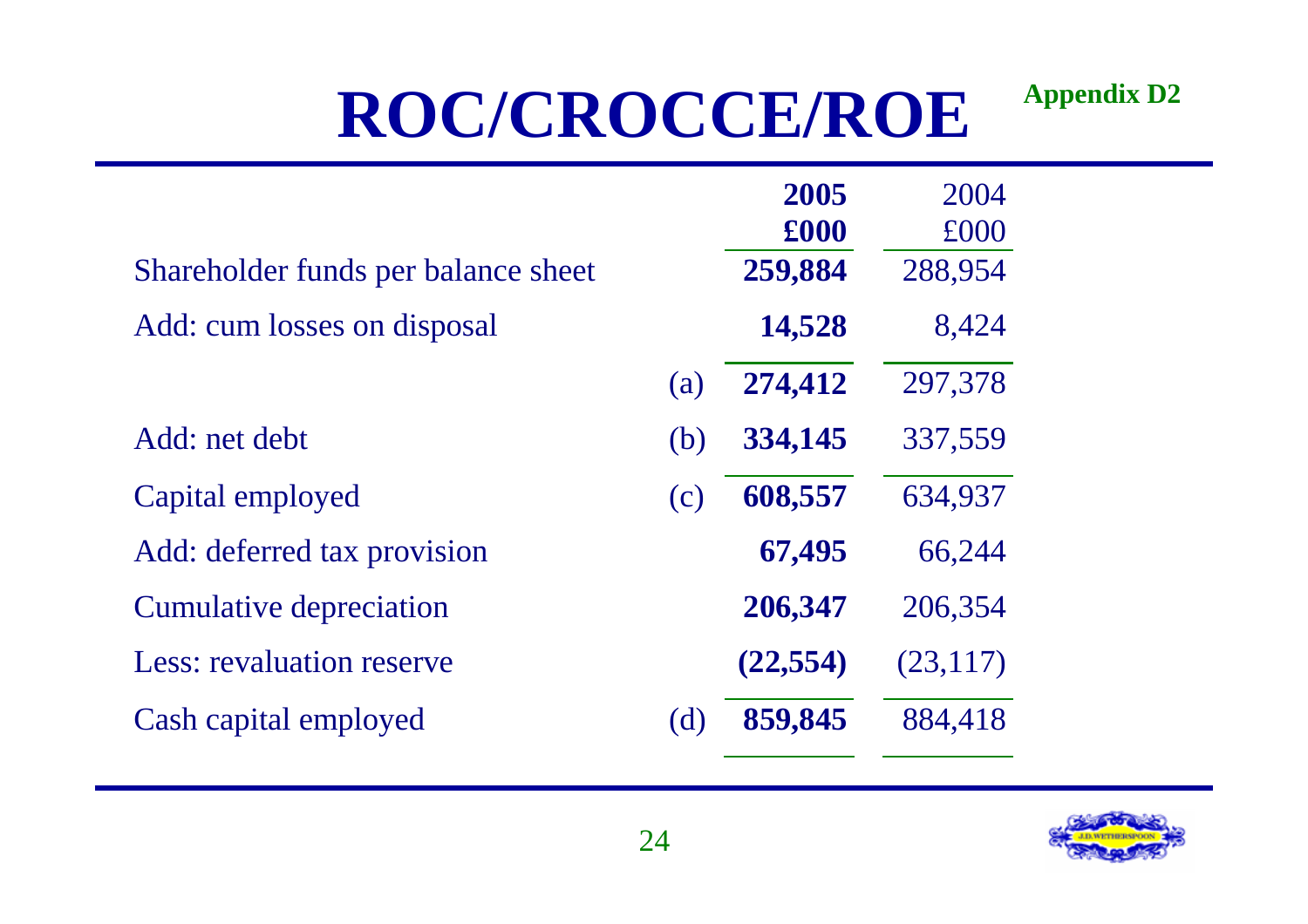# ROC/CROCCE/ROE

**Appendix D2**

| | | **2005** | 2004 |
|---|---|---|---|
| | | **£000** | £000 |
| Shareholder funds per balance sheet | | **259,884** | 288,954 |
| Add: cum losses on disposal | | **14,528** | 8,424 |
| | (a) | **274,412** | 297,378 |
| Add: net debt | (b) | **334,145** | 337,559 |
| Capital employed | (c) | **608,557** | 634,937 |
| Add: deferred tax provision | | **67,495** | 66,244 |
| Cumulative depreciation | | **206,347** | 206,354 |
| Less: revaluation reserve | | **(22,554)** | (23,117) |
| Cash capital employed | (d) | **859,845** | 884,418 |